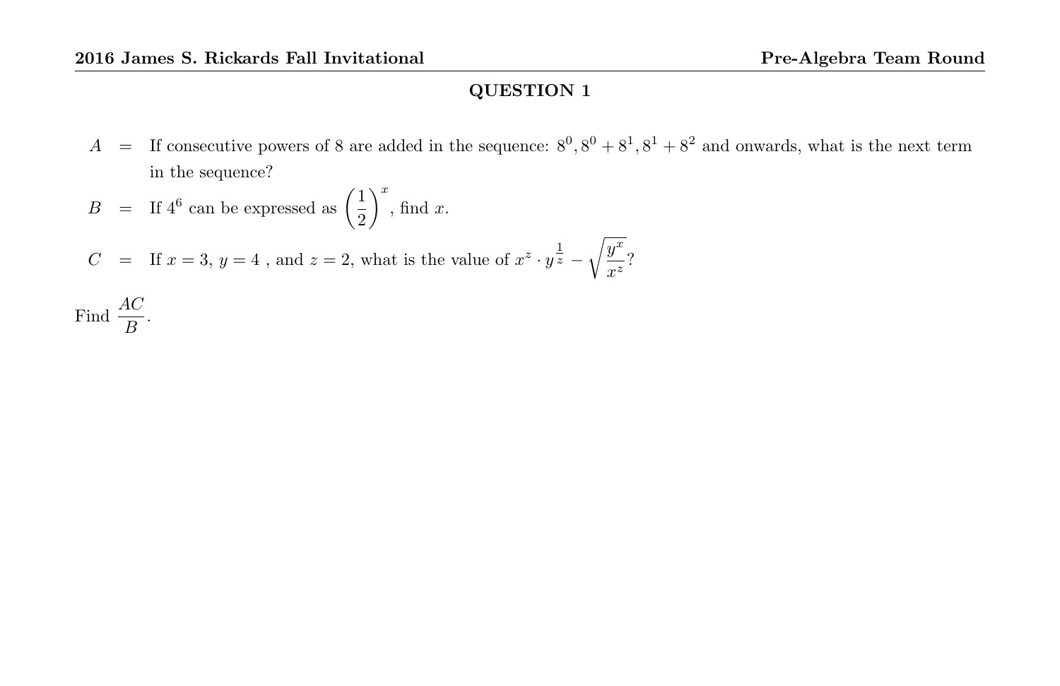## QUESTION 1

$A$ = If consecutive powers of 8 are added in the sequence: $8^0, 8^0 + 8^1, 8^1 + 8^2$ and onwards, what is the next term in the sequence?

$B$ = If $4^6$ can be expressed as $\left(\frac{1}{2}\right)^x$, find $x$.

$C$ = If $x = 3$, $y = 4$ , and $z = 2$, what is the value of $x^z \cdot y^{\frac{1}{z}} - \sqrt{\frac{y^x}{x^z}}$?

Find $\frac{AC}{B}$.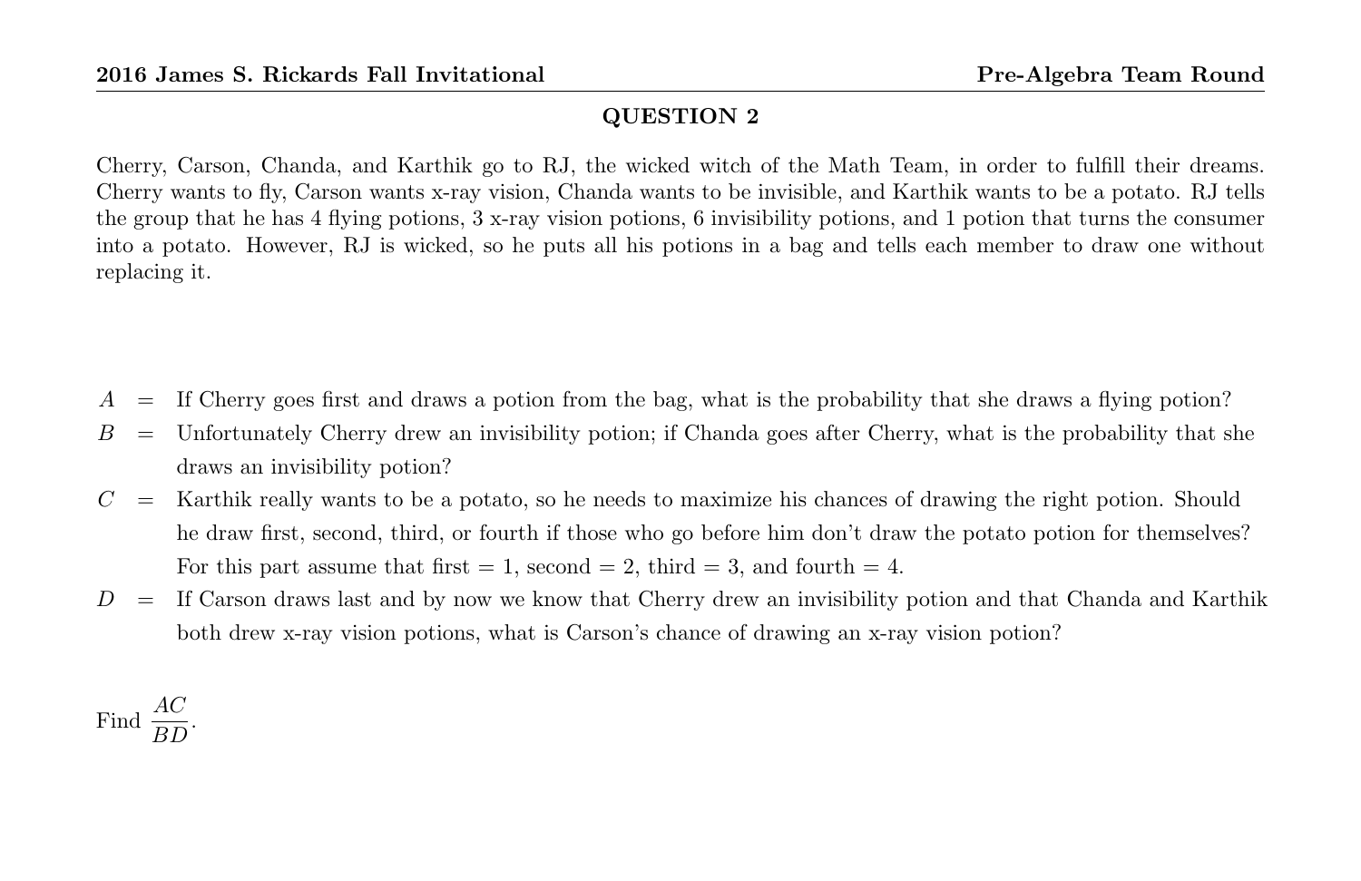## QUESTION 2

Cherry, Carson, Chanda, and Karthik go to RJ, the wicked witch of the Math Team, in order to fulfill their dreams. Cherry wants to fly, Carson wants x-ray vision, Chanda wants to be invisible, and Karthik wants to be a potato. RJ tells the group that he has 4 flying potions, 3 x-ray vision potions, 6 invisibility potions, and 1 potion that turns the consumer into a potato. However, RJ is wicked, so he puts all his potions in a bag and tells each member to draw one without replacing it.

$A$ = If Cherry goes first and draws a potion from the bag, what is the probability that she draws a flying potion?

$B$ = Unfortunately Cherry drew an invisibility potion; if Chanda goes after Cherry, what is the probability that she draws an invisibility potion?

$C$ = Karthik really wants to be a potato, so he needs to maximize his chances of drawing the right potion. Should he draw first, second, third, or fourth if those who go before him don't draw the potato potion for themselves? For this part assume that first = 1, second = 2, third = 3, and fourth = 4.

$D$ = If Carson draws last and by now we know that Cherry drew an invisibility potion and that Chanda and Karthik both drew x-ray vision potions, what is Carson's chance of drawing an x-ray vision potion?

Find $\dfrac{AC}{BD}$.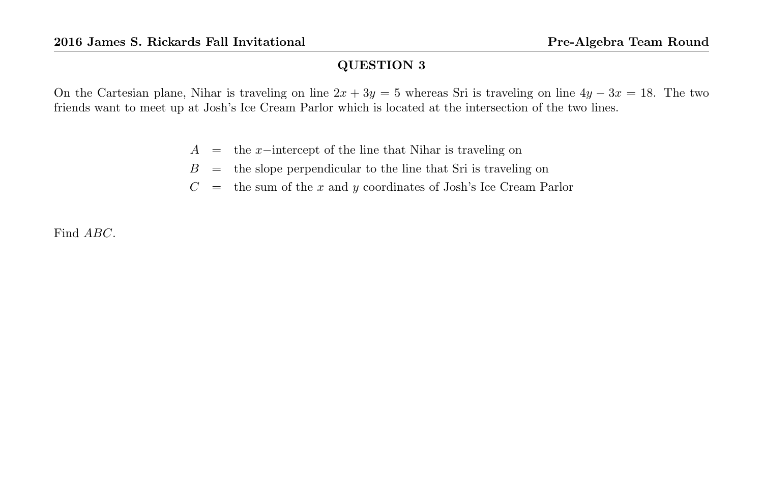## QUESTION 3

On the Cartesian plane, Nihar is traveling on line $2x + 3y = 5$ whereas Sri is traveling on line $4y - 3x = 18$. The two friends want to meet up at Josh's Ice Cream Parlor which is located at the intersection of the two lines.

$$A = \text{the } x\text{-intercept of the line that Nihar is traveling on}$$
$$B = \text{the slope perpendicular to the line that Sri is traveling on}$$
$$C = \text{the sum of the } x \text{ and } y \text{ coordinates of Josh's Ice Cream Parlor}$$

Find $ABC$.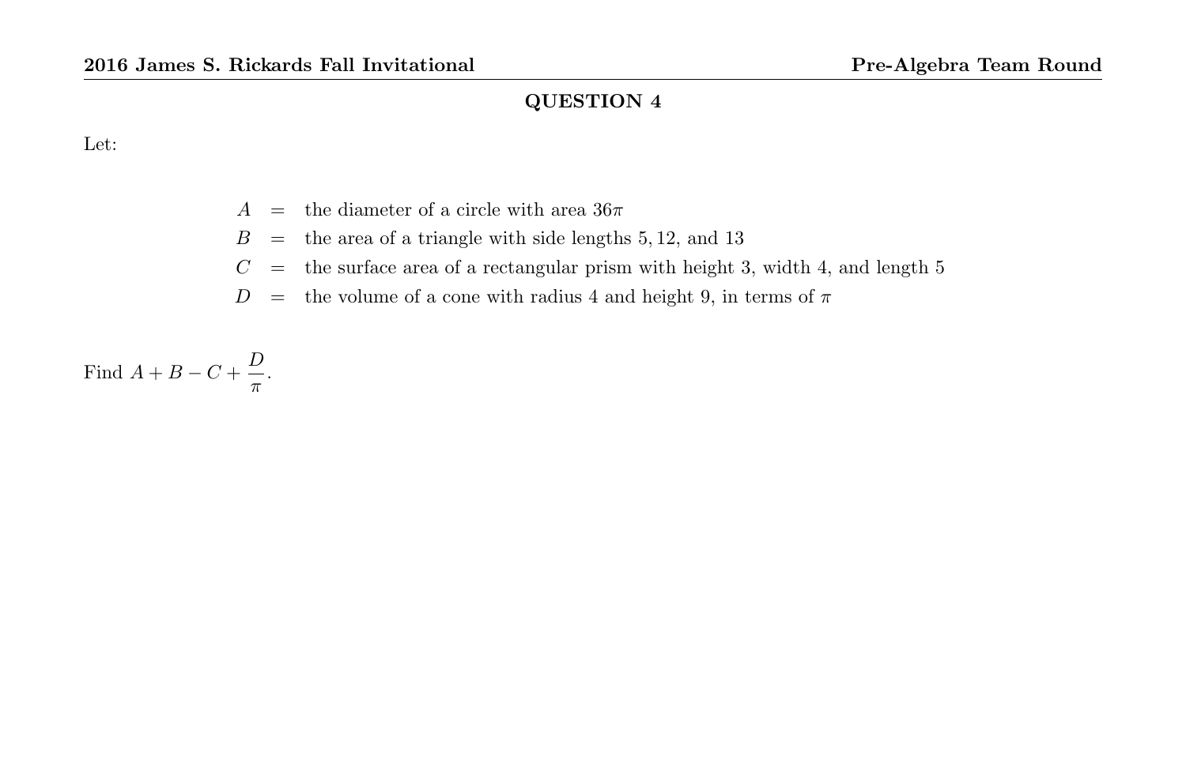## QUESTION 4

Let:

$$
\begin{aligned}
A &= \text{the diameter of a circle with area } 36\pi \\
B &= \text{the area of a triangle with side lengths } 5, 12, \text{ and } 13 \\
C &= \text{the surface area of a rectangular prism with height 3, width 4, and length 5} \\
D &= \text{the volume of a cone with radius 4 and height 9, in terms of } \pi
\end{aligned}
$$

Find $A + B - C + \dfrac{D}{\pi}$.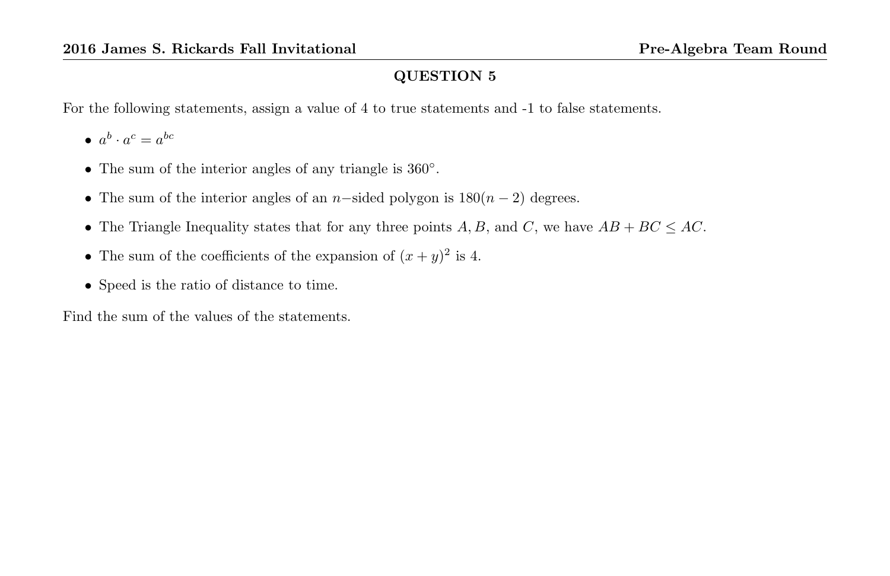## QUESTION 5

For the following statements, assign a value of 4 to true statements and -1 to false statements.

- $a^b \cdot a^c = a^{bc}$
- The sum of the interior angles of any triangle is $360°$.
- The sum of the interior angles of an $n-$sided polygon is $180(n-2)$ degrees.
- The Triangle Inequality states that for any three points $A, B$, and $C$, we have $AB + BC \leq AC$.
- The sum of the coefficients of the expansion of $(x+y)^2$ is 4.
- Speed is the ratio of distance to time.

Find the sum of the values of the statements.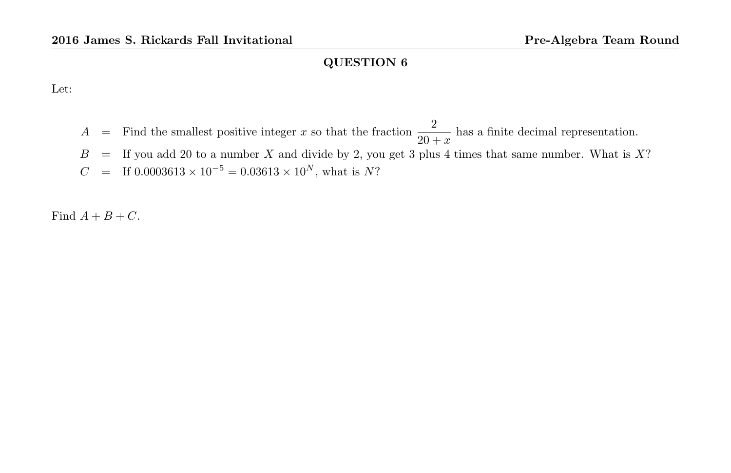## QUESTION 6

Let:

$A$ = Find the smallest positive integer $x$ so that the fraction $\dfrac{2}{20+x}$ has a finite decimal representation.

$B$ = If you add 20 to a number $X$ and divide by 2, you get 3 plus 4 times that same number. What is $X$?

$C$ = If $0.0003613 \times 10^{-5} = 0.03613 \times 10^{N}$, what is $N$?

Find $A + B + C$.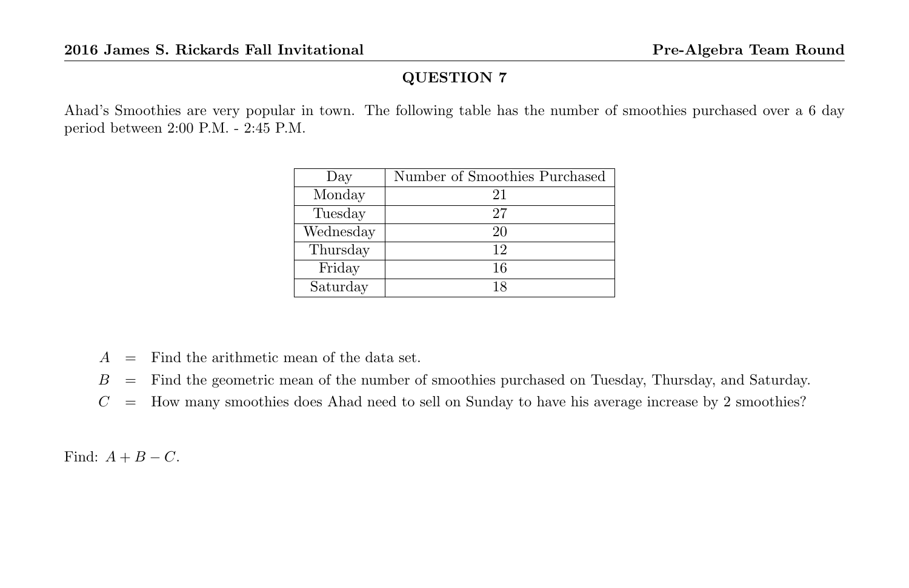## QUESTION 7

Ahad's Smoothies are very popular in town. The following table has the number of smoothies purchased over a 6 day period between 2:00 P.M. - 2:45 P.M.

| Day | Number of Smoothies Purchased |
|---|---|
| Monday | 21 |
| Tuesday | 27 |
| Wednesday | 20 |
| Thursday | 12 |
| Friday | 16 |
| Saturday | 18 |

$A$ = Find the arithmetic mean of the data set.

$B$ = Find the geometric mean of the number of smoothies purchased on Tuesday, Thursday, and Saturday.

$C$ = How many smoothies does Ahad need to sell on Sunday to have his average increase by 2 smoothies?

Find: $A + B - C$.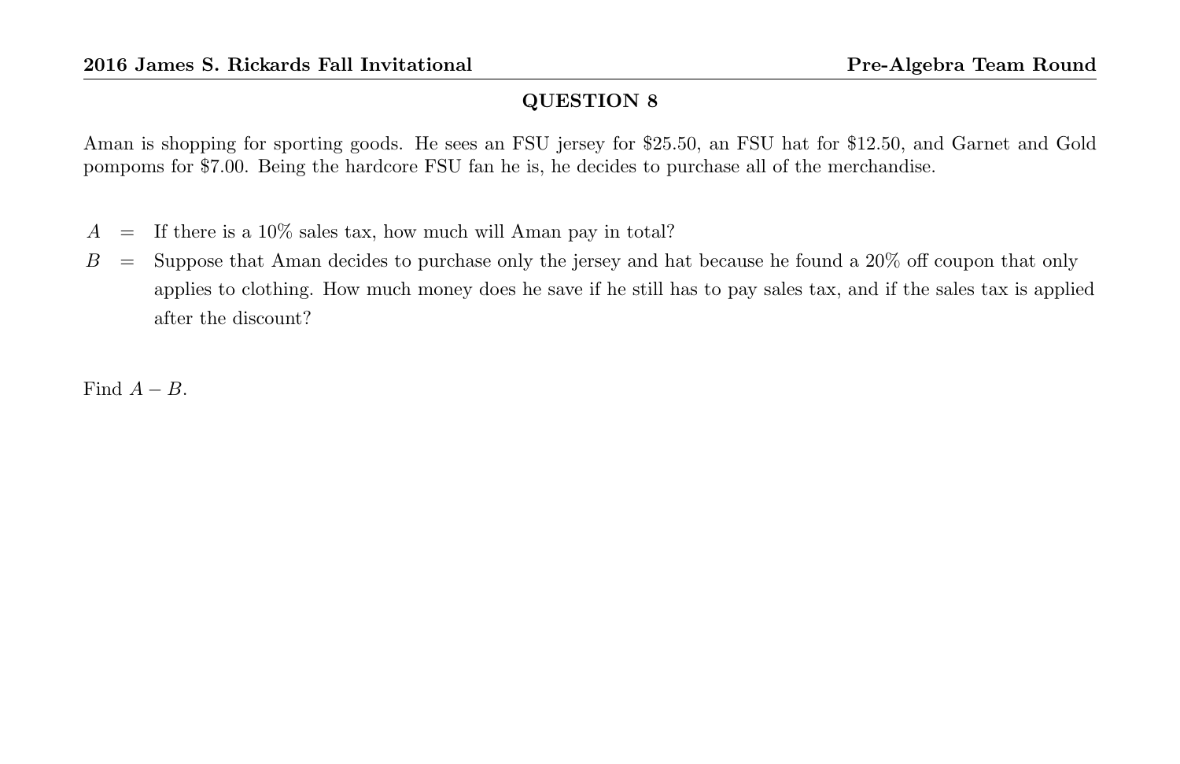## QUESTION 8

Aman is shopping for sporting goods. He sees an FSU jersey for \$25.50, an FSU hat for \$12.50, and Garnet and Gold pompoms for \$7.00. Being the hardcore FSU fan he is, he decides to purchase all of the merchandise.

$A$ = If there is a 10% sales tax, how much will Aman pay in total?

$B$ = Suppose that Aman decides to purchase only the jersey and hat because he found a 20% off coupon that only applies to clothing. How much money does he save if he still has to pay sales tax, and if the sales tax is applied after the discount?

Find $A - B$.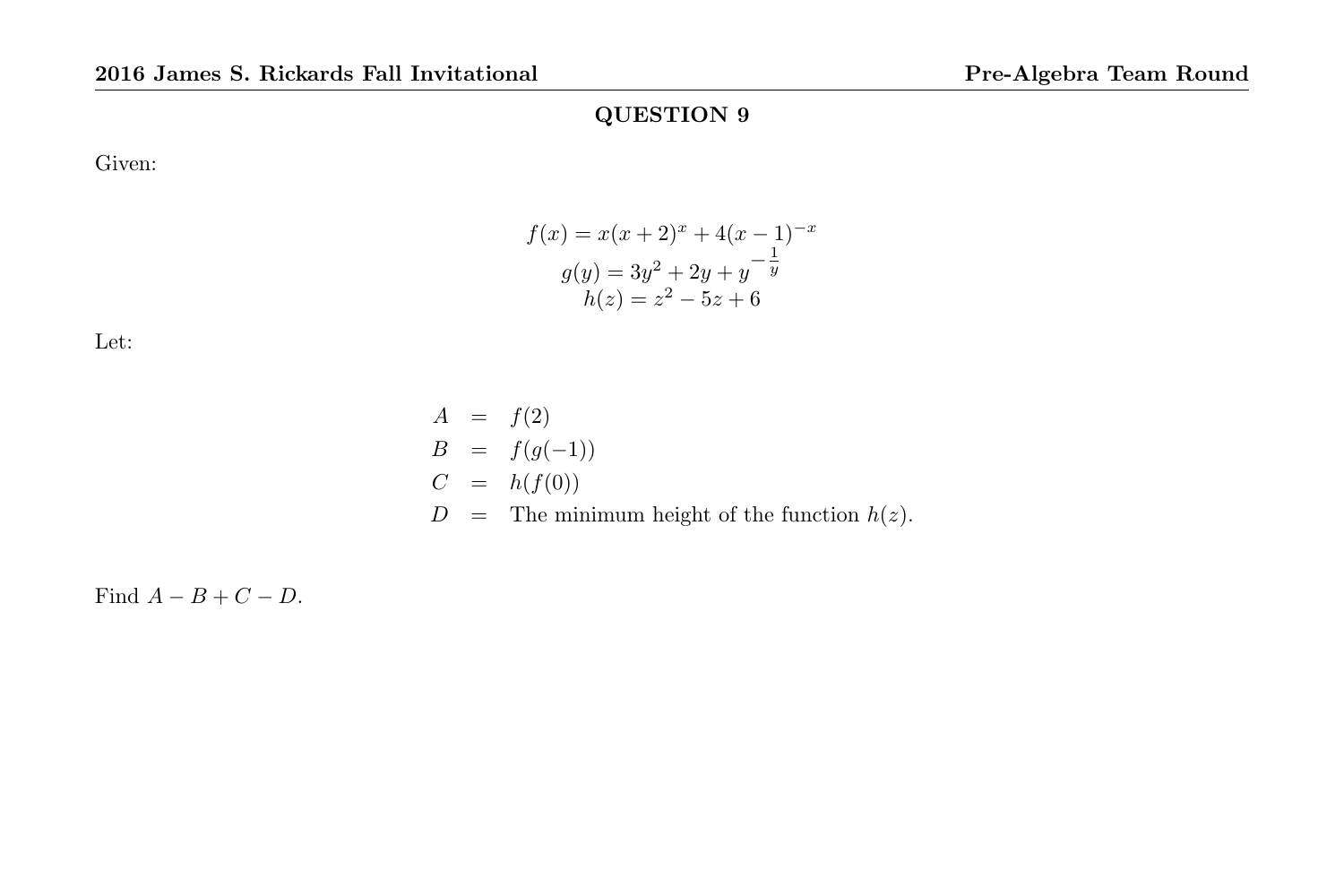## QUESTION 9

Given:

$$f(x) = x(x+2)^x + 4(x-1)^{-x}$$
$$g(y) = 3y^2 + 2y + y^{-\frac{1}{y}}$$
$$h(z) = z^2 - 5z + 6$$

Let:

$$\begin{aligned}
A &= f(2) \\
B &= f(g(-1)) \\
C &= h(f(0)) \\
D &= \text{The minimum height of the function } h(z).
\end{aligned}$$

Find $A - B + C - D$.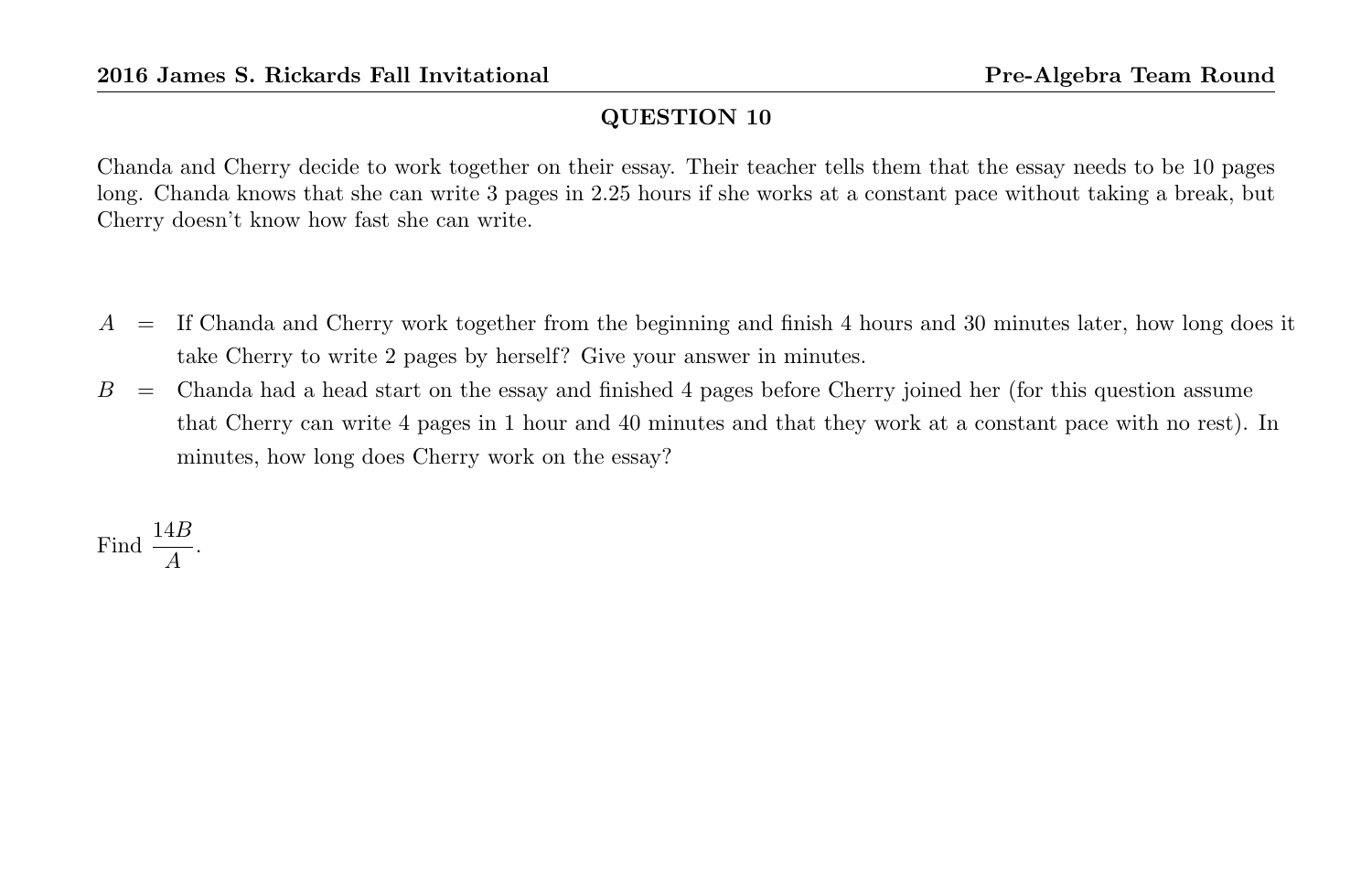## QUESTION 10

Chanda and Cherry decide to work together on their essay. Their teacher tells them that the essay needs to be 10 pages long. Chanda knows that she can write 3 pages in 2.25 hours if she works at a constant pace without taking a break, but Cherry doesn't know how fast she can write.

$A$ = If Chanda and Cherry work together from the beginning and finish 4 hours and 30 minutes later, how long does it take Cherry to write 2 pages by herself? Give your answer in minutes.

$B$ = Chanda had a head start on the essay and finished 4 pages before Cherry joined her (for this question assume that Cherry can write 4 pages in 1 hour and 40 minutes and that they work at a constant pace with no rest). In minutes, how long does Cherry work on the essay?

Find $\frac{14B}{A}$.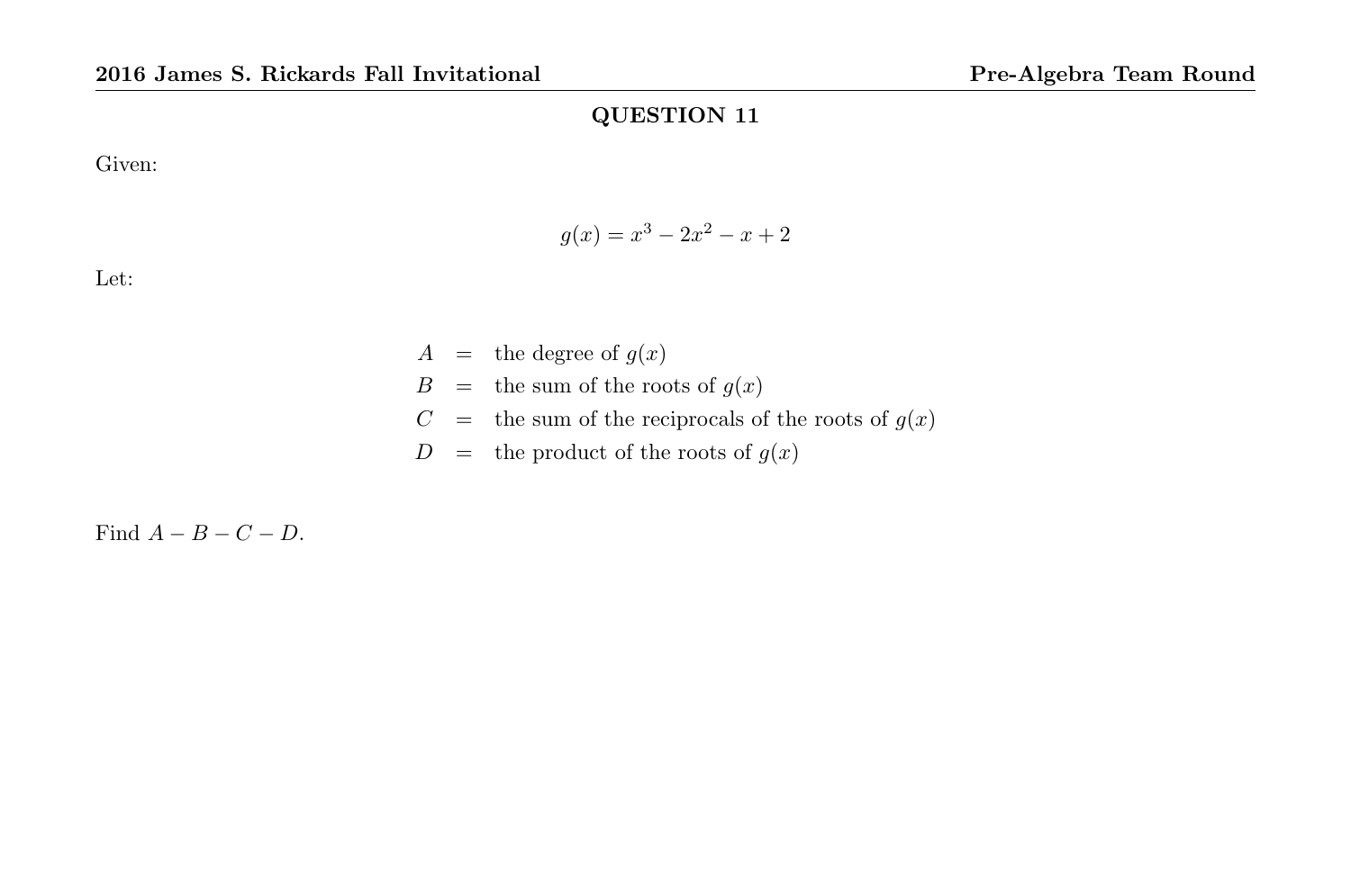### QUESTION 11

Given:

$$g(x) = x^3 - 2x^2 - x + 2$$

Let:

$$\begin{aligned}
A &= \text{the degree of } g(x) \\
B &= \text{the sum of the roots of } g(x) \\
C &= \text{the sum of the reciprocals of the roots of } g(x) \\
D &= \text{the product of the roots of } g(x)
\end{aligned}$$

Find $A - B - C - D$.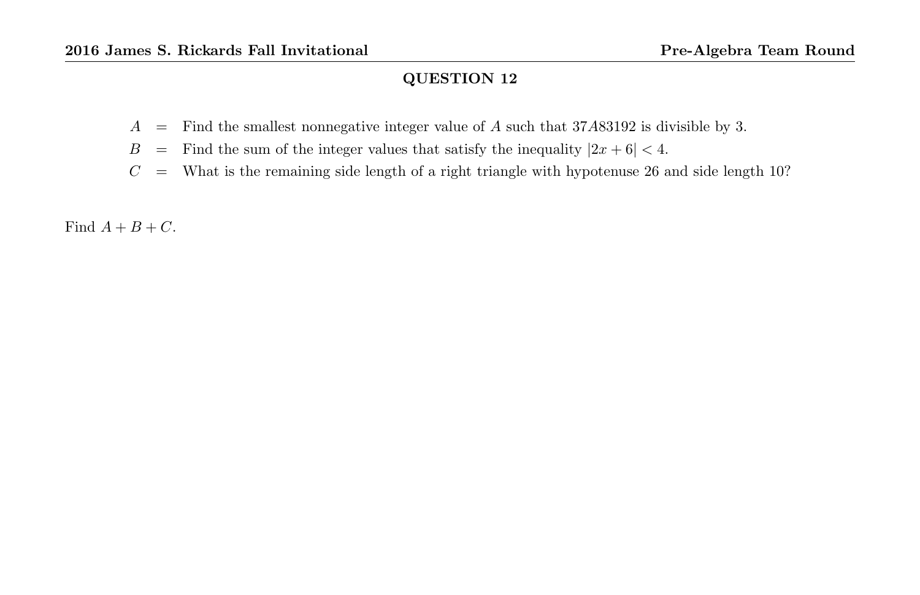## QUESTION 12

$A$ = Find the smallest nonnegative integer value of $A$ such that $37A83192$ is divisible by 3.

$B$ = Find the sum of the integer values that satisfy the inequality $|2x + 6| < 4$.

$C$ = What is the remaining side length of a right triangle with hypotenuse 26 and side length 10?

Find $A + B + C$.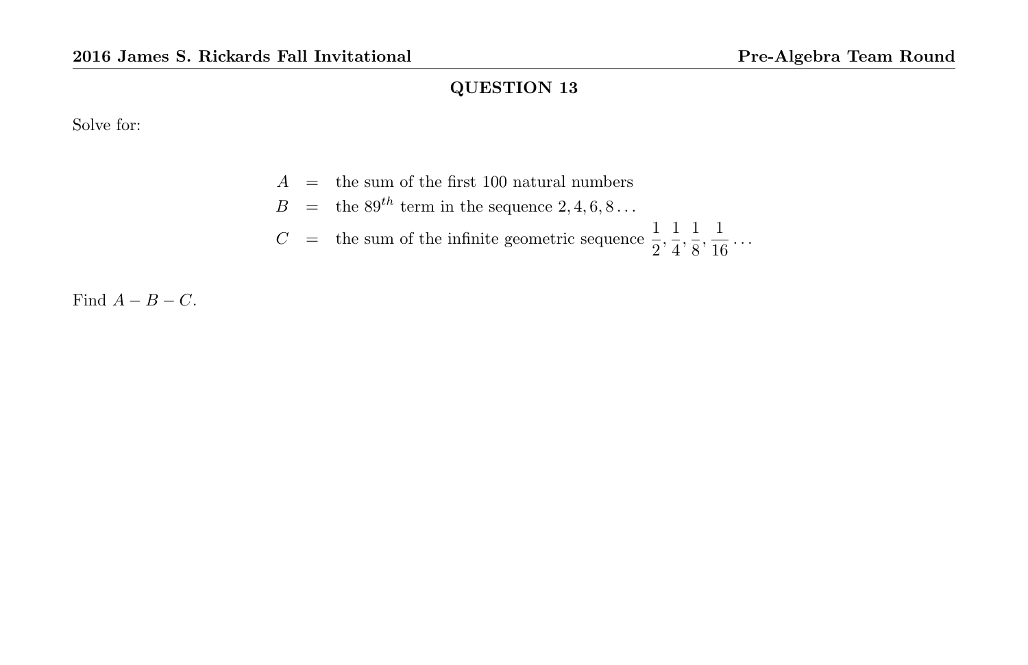## QUESTION 13

Solve for:

$$
\begin{aligned}
A &= \text{the sum of the first 100 natural numbers} \\
B &= \text{the } 89^{th} \text{ term in the sequence } 2, 4, 6, 8 \ldots \\
C &= \text{the sum of the infinite geometric sequence } \frac{1}{2}, \frac{1}{4}, \frac{1}{8}, \frac{1}{16} \ldots
\end{aligned}
$$

Find $A - B - C$.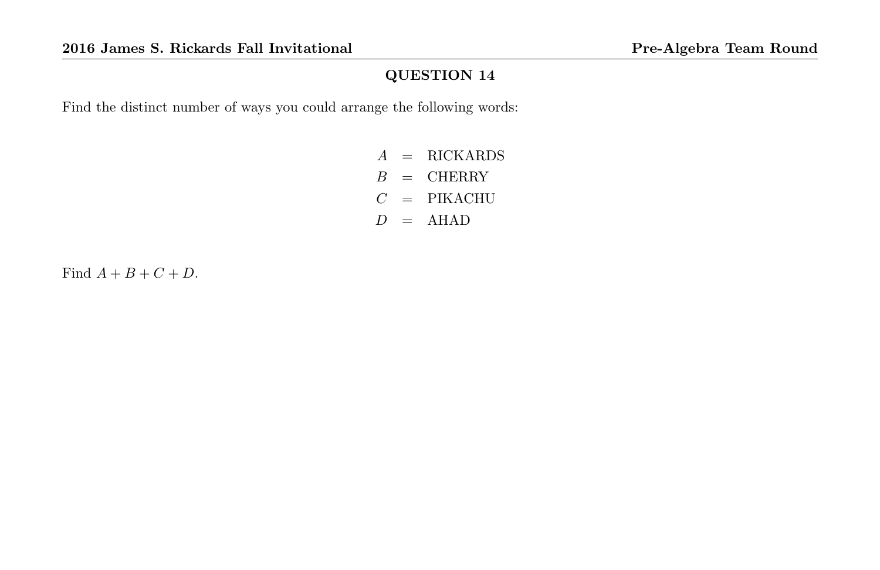## QUESTION 14

Find the distinct number of ways you could arrange the following words:

$$A = \text{RICKARDS}$$
$$B = \text{CHERRY}$$
$$C = \text{PIKACHU}$$
$$D = \text{AHAD}$$

Find $A + B + C + D$.